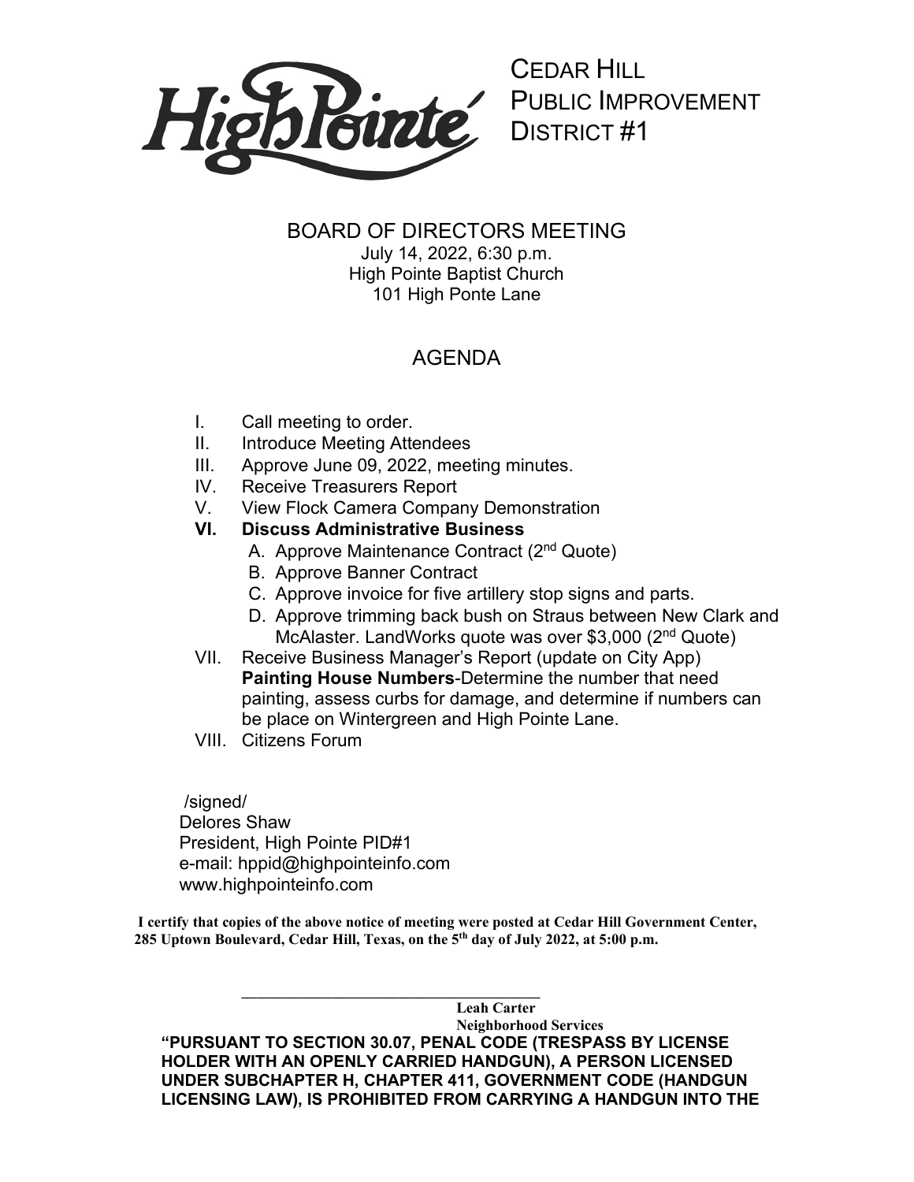HighPointe

CEDAR HILL
PUBLIC IMPROVEMENT
DISTRICT #1

# BOARD OF DIRECTORS MEETING

July 14, 2022, 6:30 p.m.
High Pointe Baptist Church
101 High Ponte Lane

## AGENDA

I. Call meeting to order.
II. Introduce Meeting Attendees
III. Approve June 09, 2022, meeting minutes.
IV. Receive Treasurers Report
V. View Flock Camera Company Demonstration
**VI. Discuss Administrative Business**
   A. Approve Maintenance Contract (2nd Quote)
   B. Approve Banner Contract
   C. Approve invoice for five artillery stop signs and parts.
   D. Approve trimming back bush on Straus between New Clark and McAlaster. LandWorks quote was over $3,000 (2nd Quote)
VII. Receive Business Manager's Report (update on City App)
   **Painting House Numbers**-Determine the number that need painting, assess curbs for damage, and determine if numbers can be place on Wintergreen and High Pointe Lane.
VIII. Citizens Forum

/signed/
Delores Shaw
President, High Pointe PID#1
e-mail: hppid@highpointeinfo.com
www.highpointeinfo.com

**I certify that copies of the above notice of meeting were posted at Cedar Hill Government Center, 285 Uptown Boulevard, Cedar Hill, Texas, on the 5th day of July 2022, at 5:00 p.m.**

_________________________________
**Leah Carter**
**Neighborhood Services**

**"PURSUANT TO SECTION 30.07, PENAL CODE (TRESPASS BY LICENSE HOLDER WITH AN OPENLY CARRIED HANDGUN), A PERSON LICENSED UNDER SUBCHAPTER H, CHAPTER 411, GOVERNMENT CODE (HANDGUN LICENSING LAW), IS PROHIBITED FROM CARRYING A HANDGUN INTO THE**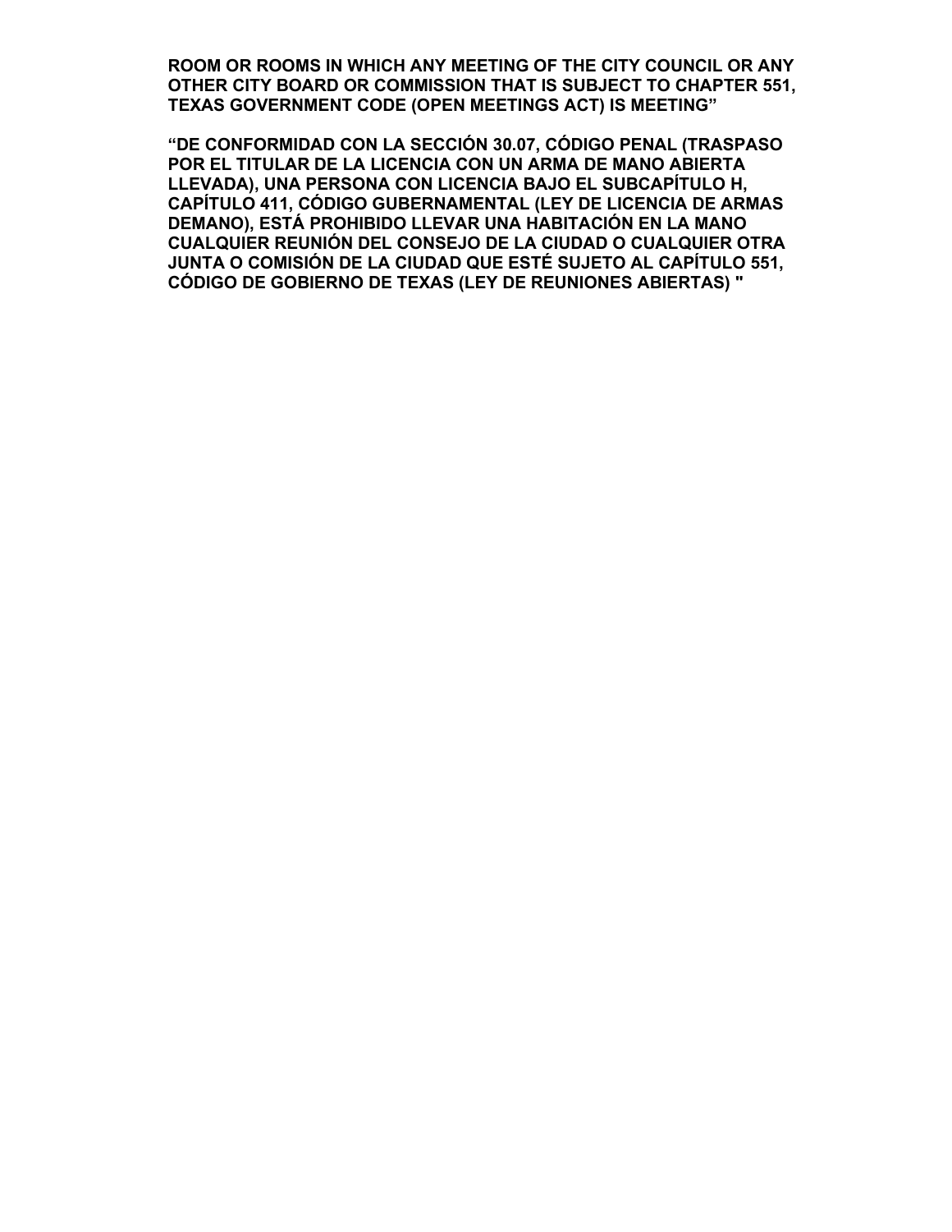**ROOM OR ROOMS IN WHICH ANY MEETING OF THE CITY COUNCIL OR ANY OTHER CITY BOARD OR COMMISSION THAT IS SUBJECT TO CHAPTER 551, TEXAS GOVERNMENT CODE (OPEN MEETINGS ACT) IS MEETING"**

**"DE CONFORMIDAD CON LA SECCIÓN 30.07, CÓDIGO PENAL (TRASPASO POR EL TITULAR DE LA LICENCIA CON UN ARMA DE MANO ABIERTA LLEVADA), UNA PERSONA CON LICENCIA BAJO EL SUBCAPÍTULO H, CAPÍTULO 411, CÓDIGO GUBERNAMENTAL (LEY DE LICENCIA DE ARMAS DEMANO), ESTÁ PROHIBIDO LLEVAR UNA HABITACIÓN EN LA MANO CUALQUIER REUNIÓN DEL CONSEJO DE LA CIUDAD O CUALQUIER OTRA JUNTA O COMISIÓN DE LA CIUDAD QUE ESTÉ SUJETO AL CAPÍTULO 551, CÓDIGO DE GOBIERNO DE TEXAS (LEY DE REUNIONES ABIERTAS) "**